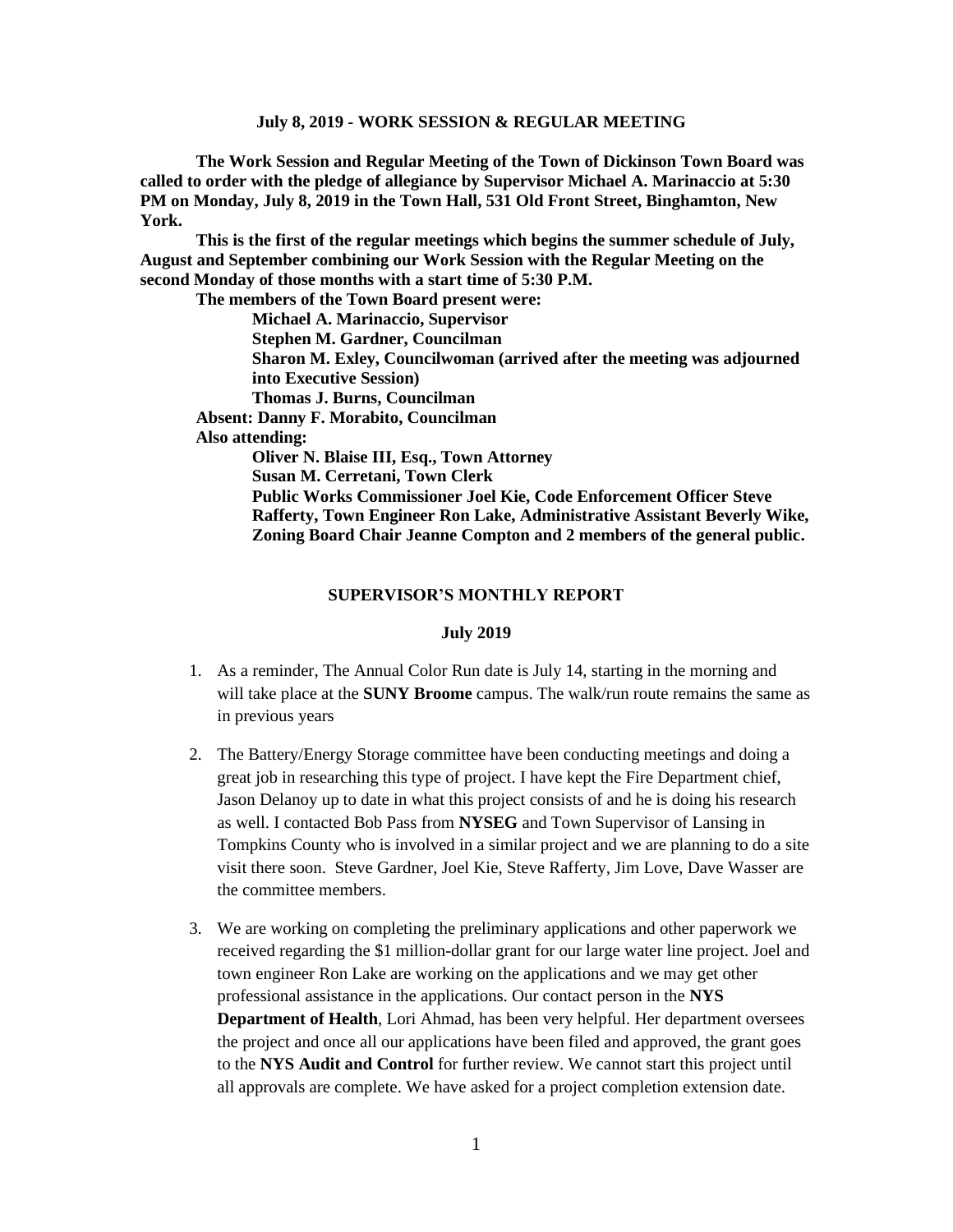**July 8, 2019 - WORK SESSION & REGULAR MEETING**

**The Work Session and Regular Meeting of the Town of Dickinson Town Board was called to order with the pledge of allegiance by Supervisor Michael A. Marinaccio at 5:30 PM on Monday, July 8, 2019 in the Town Hall, 531 Old Front Street, Binghamton, New York.**

**This is the first of the regular meetings which begins the summer schedule of July, August and September combining our Work Session with the Regular Meeting on the second Monday of those months with a start time of 5:30 P.M.**

**The members of the Town Board present were:**

**Michael A. Marinaccio, Supervisor**
**Stephen M. Gardner, Councilman**
**Sharon M. Exley, Councilwoman (arrived after the meeting was adjourned into Executive Session)**
**Thomas J. Burns, Councilman**

**Absent: Danny F. Morabito, Councilman**

**Also attending:**

**Oliver N. Blaise III, Esq., Town Attorney**
**Susan M. Cerretani, Town Clerk**
**Public Works Commissioner Joel Kie, Code Enforcement Officer Steve Rafferty, Town Engineer Ron Lake, Administrative Assistant Beverly Wike, Zoning Board Chair Jeanne Compton and 2 members of the general public.**

**SUPERVISOR'S MONTHLY REPORT**

**July 2019**

1. As a reminder, The Annual Color Run date is July 14, starting in the morning and will take place at the **SUNY Broome** campus. The walk/run route remains the same as in previous years

2. The Battery/Energy Storage committee have been conducting meetings and doing a great job in researching this type of project. I have kept the Fire Department chief, Jason Delanoy up to date in what this project consists of and he is doing his research as well. I contacted Bob Pass from **NYSEG** and Town Supervisor of Lansing in Tompkins County who is involved in a similar project and we are planning to do a site visit there soon. Steve Gardner, Joel Kie, Steve Rafferty, Jim Love, Dave Wasser are the committee members.

3. We are working on completing the preliminary applications and other paperwork we received regarding the $1 million-dollar grant for our large water line project. Joel and town engineer Ron Lake are working on the applications and we may get other professional assistance in the applications. Our contact person in the **NYS Department of Health**, Lori Ahmad, has been very helpful. Her department oversees the project and once all our applications have been filed and approved, the grant goes to the **NYS Audit and Control** for further review. We cannot start this project until all approvals are complete. We have asked for a project completion extension date.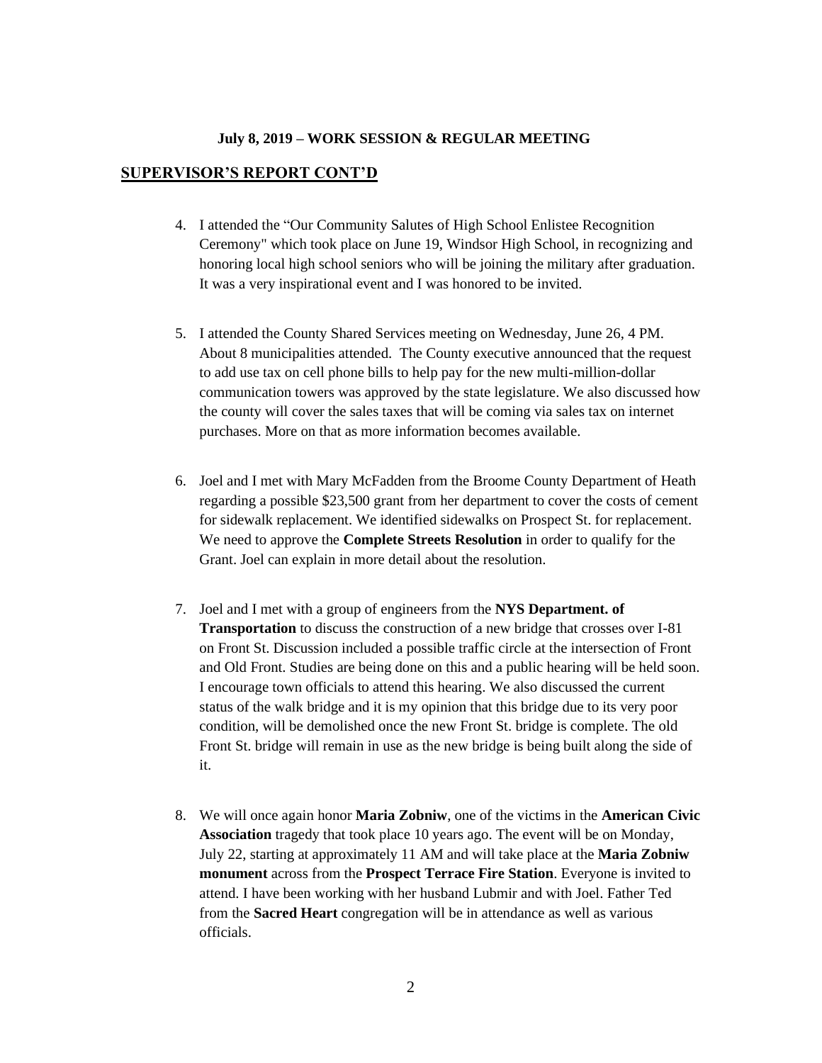**July 8, 2019 – WORK SESSION & REGULAR MEETING**

## SUPERVISOR'S REPORT CONT'D

4. I attended the "Our Community Salutes of High School Enlistee Recognition Ceremony" which took place on June 19, Windsor High School, in recognizing and honoring local high school seniors who will be joining the military after graduation. It was a very inspirational event and I was honored to be invited.

5. I attended the County Shared Services meeting on Wednesday, June 26, 4 PM. About 8 municipalities attended. The County executive announced that the request to add use tax on cell phone bills to help pay for the new multi-million-dollar communication towers was approved by the state legislature. We also discussed how the county will cover the sales taxes that will be coming via sales tax on internet purchases. More on that as more information becomes available.

6. Joel and I met with Mary McFadden from the Broome County Department of Heath regarding a possible $23,500 grant from her department to cover the costs of cement for sidewalk replacement. We identified sidewalks on Prospect St. for replacement. We need to approve the **Complete Streets Resolution** in order to qualify for the Grant. Joel can explain in more detail about the resolution.

7. Joel and I met with a group of engineers from the **NYS Department. of Transportation** to discuss the construction of a new bridge that crosses over I-81 on Front St. Discussion included a possible traffic circle at the intersection of Front and Old Front. Studies are being done on this and a public hearing will be held soon. I encourage town officials to attend this hearing. We also discussed the current status of the walk bridge and it is my opinion that this bridge due to its very poor condition, will be demolished once the new Front St. bridge is complete. The old Front St. bridge will remain in use as the new bridge is being built along the side of it.

8. We will once again honor **Maria Zobniw**, one of the victims in the **American Civic Association** tragedy that took place 10 years ago. The event will be on Monday, July 22, starting at approximately 11 AM and will take place at the **Maria Zobniw monument** across from the **Prospect Terrace Fire Station**. Everyone is invited to attend. I have been working with her husband Lubmir and with Joel. Father Ted from the **Sacred Heart** congregation will be in attendance as well as various officials.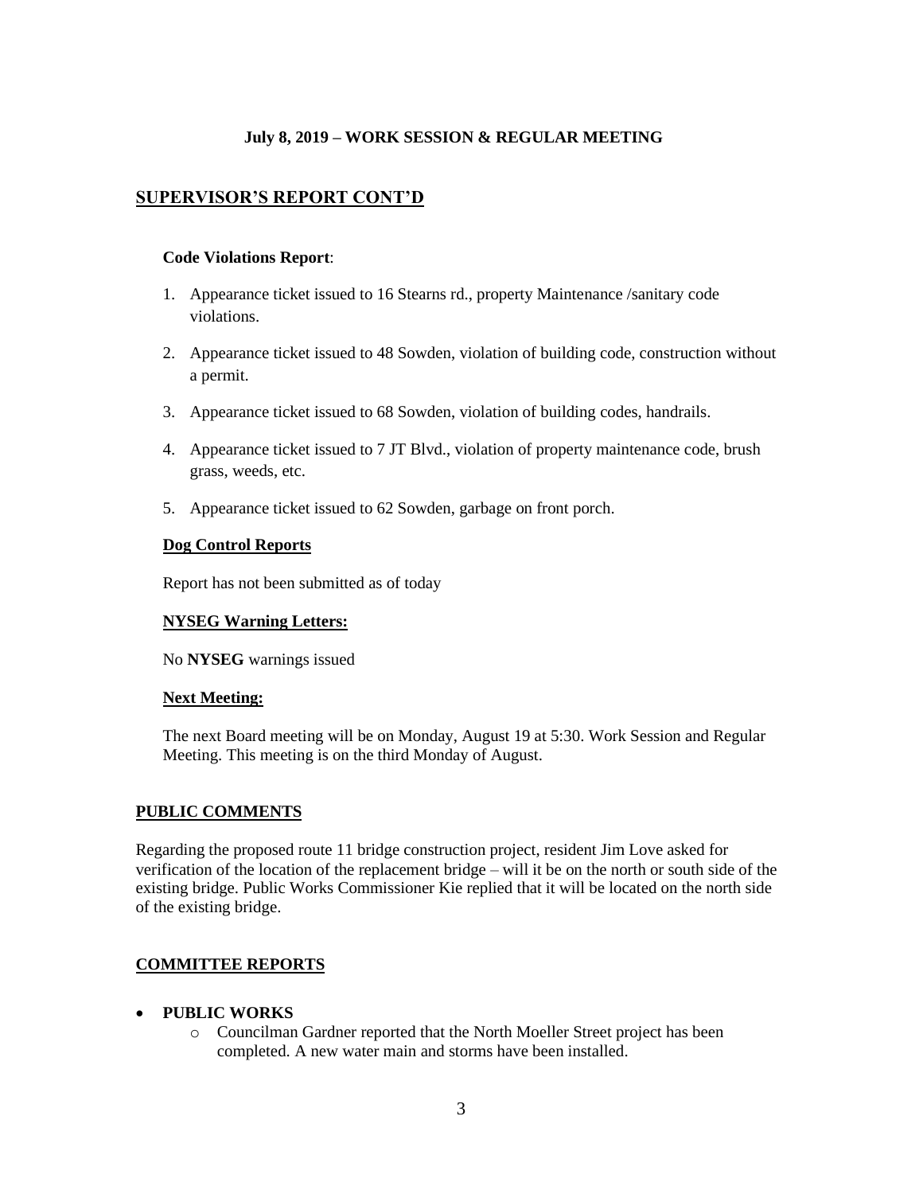**July 8, 2019 – WORK SESSION & REGULAR MEETING**

## SUPERVISOR'S REPORT CONT'D

**Code Violations Report**:

1. Appearance ticket issued to 16 Stearns rd., property Maintenance /sanitary code violations.
2. Appearance ticket issued to 48 Sowden, violation of building code, construction without a permit.
3. Appearance ticket issued to 68 Sowden, violation of building codes, handrails.
4. Appearance ticket issued to 7 JT Blvd., violation of property maintenance code, brush grass, weeds, etc.
5. Appearance ticket issued to 62 Sowden, garbage on front porch.

**Dog Control Reports**

Report has not been submitted as of today

**NYSEG Warning Letters:**

No **NYSEG** warnings issued

**Next Meeting:**

The next Board meeting will be on Monday, August 19 at 5:30. Work Session and Regular Meeting. This meeting is on the third Monday of August.

**PUBLIC COMMENTS**

Regarding the proposed route 11 bridge construction project, resident Jim Love asked for verification of the location of the replacement bridge – will it be on the north or south side of the existing bridge. Public Works Commissioner Kie replied that it will be located on the north side of the existing bridge.

**COMMITTEE REPORTS**

- **PUBLIC WORKS**
  - Councilman Gardner reported that the North Moeller Street project has been completed. A new water main and storms have been installed.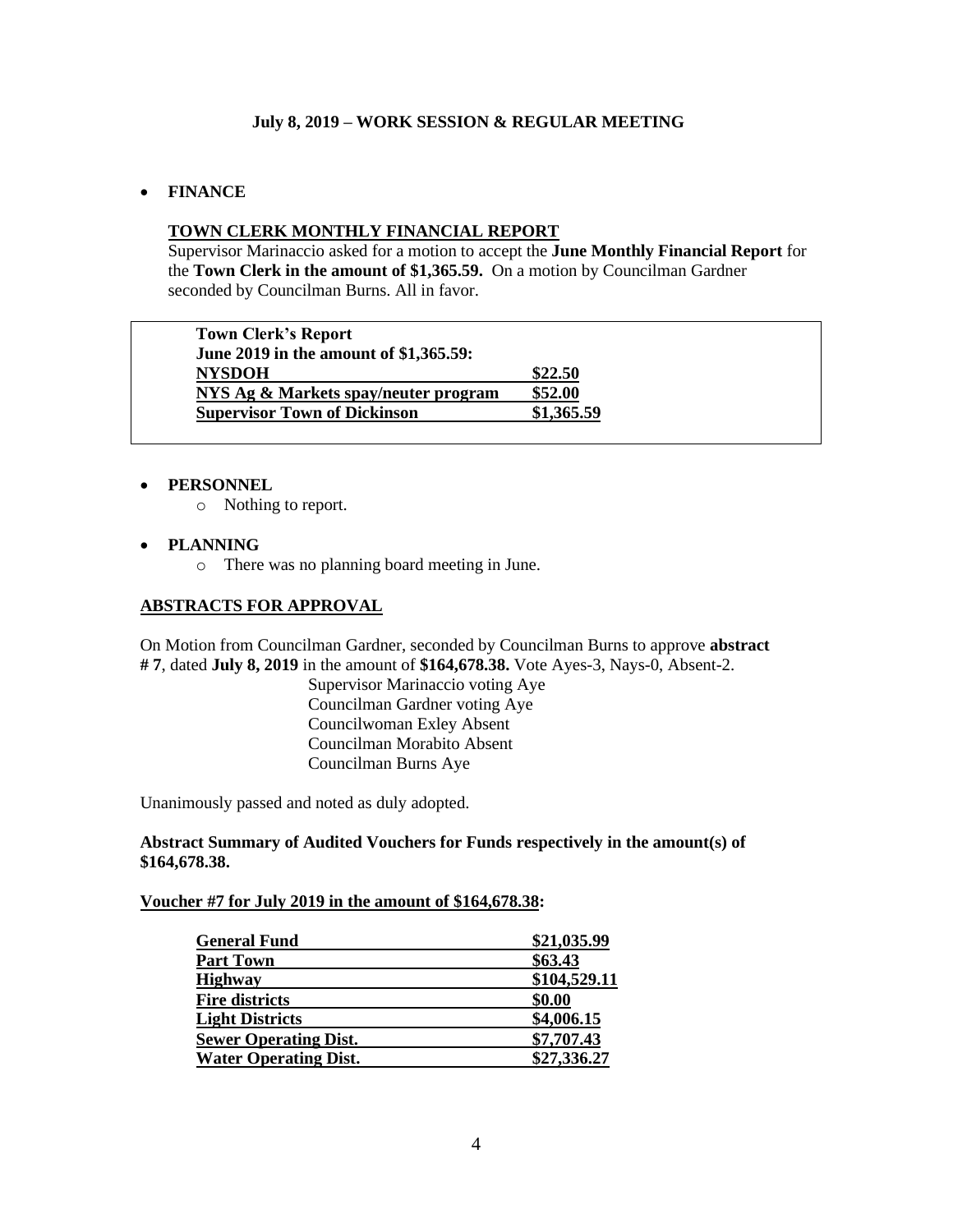**July 8, 2019 – WORK SESSION & REGULAR MEETING**

- **FINANCE**

  **TOWN CLERK MONTHLY FINANCIAL REPORT**

  Supervisor Marinaccio asked for a motion to accept the **June Monthly Financial Report** for the **Town Clerk in the amount of $1,365.59.** On a motion by Councilman Gardner seconded by Councilman Burns. All in favor.

| **Town Clerk's Report June 2019 in the amount of $1,365.59:** | |
|---|---|
| **NYSDOH** | **$22.50** |
| **NYS Ag & Markets spay/neuter program** | **$52.00** |
| **Supervisor Town of Dickinson** | **$1,365.59** |

- **PERSONNEL**
  - Nothing to report.

- **PLANNING**
  - There was no planning board meeting in June.

## ABSTRACTS FOR APPROVAL

On Motion from Councilman Gardner, seconded by Councilman Burns to approve **abstract # 7**, dated **July 8, 2019** in the amount of **$164,678.38.** Vote Ayes-3, Nays-0, Absent-2.

Supervisor Marinaccio voting Aye
Councilman Gardner voting Aye
Councilwoman Exley Absent
Councilman Morabito Absent
Councilman Burns Aye

Unanimously passed and noted as duly adopted.

**Abstract Summary of Audited Vouchers for Funds respectively in the amount(s) of $164,678.38.**

**Voucher #7 for July 2019 in the amount of $164,678.38:**

| | |
|---|---|
| **General Fund** | **$21,035.99** |
| **Part Town** | **$63.43** |
| **Highway** | **$104,529.11** |
| **Fire districts** | **$0.00** |
| **Light Districts** | **$4,006.15** |
| **Sewer Operating Dist.** | **$7,707.43** |
| **Water Operating Dist.** | **$27,336.27** |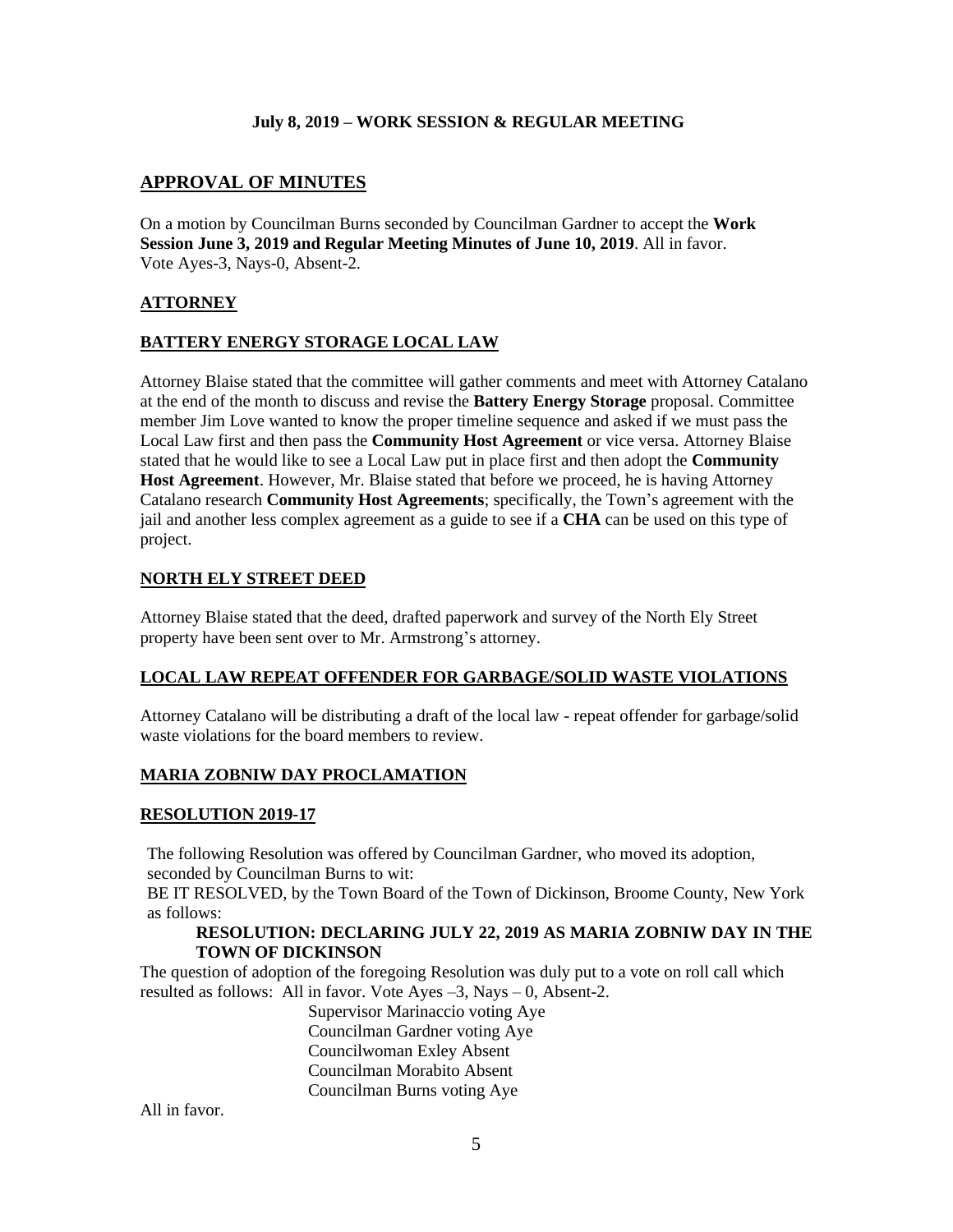**July 8, 2019 – WORK SESSION & REGULAR MEETING**

## APPROVAL OF MINUTES

On a motion by Councilman Burns seconded by Councilman Gardner to accept the **Work Session June 3, 2019 and Regular Meeting Minutes of June 10, 2019**. All in favor. Vote Ayes-3, Nays-0, Absent-2.

## ATTORNEY

## BATTERY ENERGY STORAGE LOCAL LAW

Attorney Blaise stated that the committee will gather comments and meet with Attorney Catalano at the end of the month to discuss and revise the **Battery Energy Storage** proposal. Committee member Jim Love wanted to know the proper timeline sequence and asked if we must pass the Local Law first and then pass the **Community Host Agreement** or vice versa. Attorney Blaise stated that he would like to see a Local Law put in place first and then adopt the **Community Host Agreement**. However, Mr. Blaise stated that before we proceed, he is having Attorney Catalano research **Community Host Agreements**; specifically, the Town's agreement with the jail and another less complex agreement as a guide to see if a **CHA** can be used on this type of project.

## NORTH ELY STREET DEED

Attorney Blaise stated that the deed, drafted paperwork and survey of the North Ely Street property have been sent over to Mr. Armstrong's attorney.

## LOCAL LAW REPEAT OFFENDER FOR GARBAGE/SOLID WASTE VIOLATIONS

Attorney Catalano will be distributing a draft of the local law - repeat offender for garbage/solid waste violations for the board members to review.

## MARIA ZOBNIW DAY PROCLAMATION

## RESOLUTION 2019-17

The following Resolution was offered by Councilman Gardner, who moved its adoption, seconded by Councilman Burns to wit:
BE IT RESOLVED, by the Town Board of the Town of Dickinson, Broome County, New York as follows:

**RESOLUTION: DECLARING JULY 22, 2019 AS MARIA ZOBNIW DAY IN THE TOWN OF DICKINSON**

The question of adoption of the foregoing Resolution was duly put to a vote on roll call which resulted as follows: All in favor. Vote Ayes –3, Nays – 0, Absent-2.

Supervisor Marinaccio voting Aye
Councilman Gardner voting Aye
Councilwoman Exley Absent
Councilman Morabito Absent
Councilman Burns voting Aye

All in favor.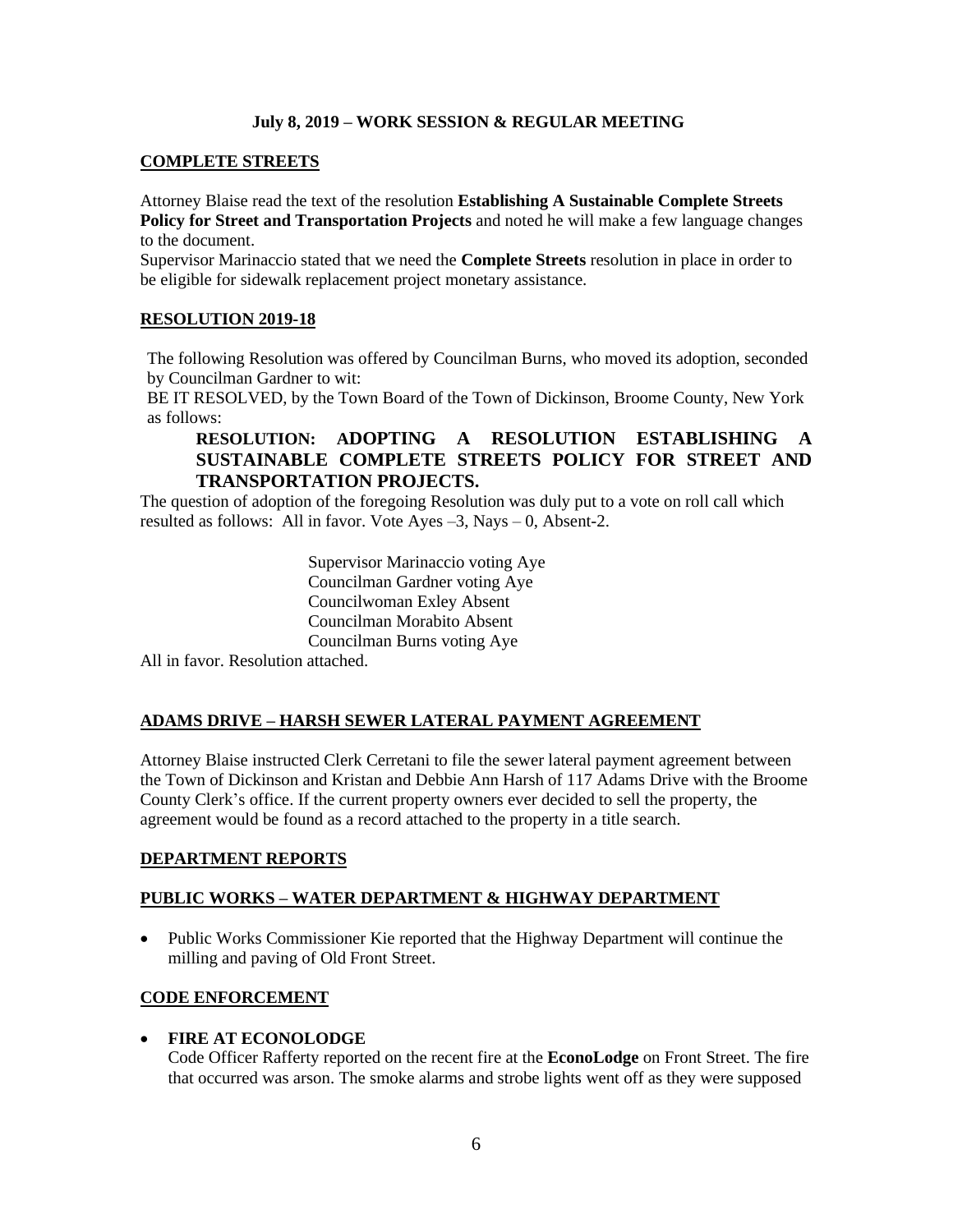**July 8, 2019 – WORK SESSION & REGULAR MEETING**

## COMPLETE STREETS

Attorney Blaise read the text of the resolution **Establishing A Sustainable Complete Streets Policy for Street and Transportation Projects** and noted he will make a few language changes to the document.

Supervisor Marinaccio stated that we need the **Complete Streets** resolution in place in order to be eligible for sidewalk replacement project monetary assistance.

## RESOLUTION 2019-18

The following Resolution was offered by Councilman Burns, who moved its adoption, seconded by Councilman Gardner to wit:

BE IT RESOLVED, by the Town Board of the Town of Dickinson, Broome County, New York as follows:

**RESOLUTION: ADOPTING A RESOLUTION ESTABLISHING A SUSTAINABLE COMPLETE STREETS POLICY FOR STREET AND TRANSPORTATION PROJECTS.**

The question of adoption of the foregoing Resolution was duly put to a vote on roll call which resulted as follows: All in favor. Vote Ayes –3, Nays – 0, Absent-2.

Supervisor Marinaccio voting Aye
Councilman Gardner voting Aye
Councilwoman Exley Absent
Councilman Morabito Absent
Councilman Burns voting Aye

All in favor. Resolution attached.

## ADAMS DRIVE – HARSH SEWER LATERAL PAYMENT AGREEMENT

Attorney Blaise instructed Clerk Cerretani to file the sewer lateral payment agreement between the Town of Dickinson and Kristan and Debbie Ann Harsh of 117 Adams Drive with the Broome County Clerk's office. If the current property owners ever decided to sell the property, the agreement would be found as a record attached to the property in a title search.

## DEPARTMENT REPORTS

## PUBLIC WORKS – WATER DEPARTMENT & HIGHWAY DEPARTMENT

- Public Works Commissioner Kie reported that the Highway Department will continue the milling and paving of Old Front Street.

## CODE ENFORCEMENT

- **FIRE AT ECONOLODGE**
  Code Officer Rafferty reported on the recent fire at the **EconoLodge** on Front Street. The fire that occurred was arson. The smoke alarms and strobe lights went off as they were supposed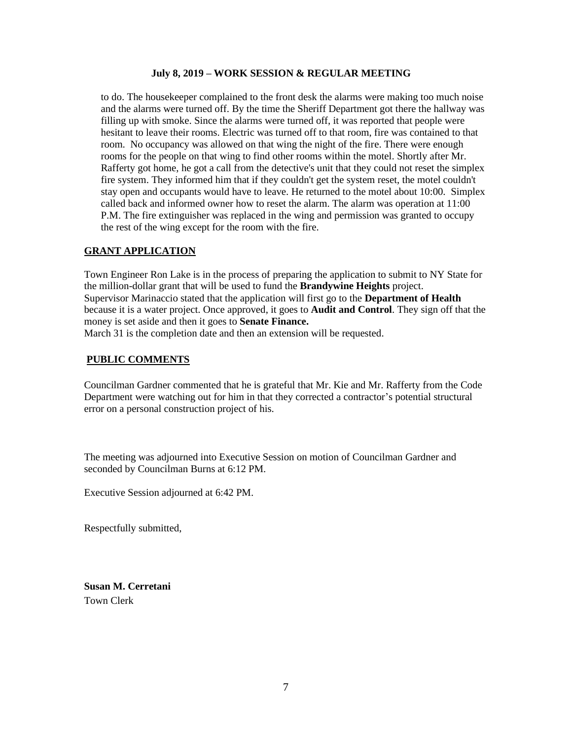to do. The housekeeper complained to the front desk the alarms were making too much noise and the alarms were turned off. By the time the Sheriff Department got there the hallway was filling up with smoke. Since the alarms were turned off, it was reported that people were hesitant to leave their rooms. Electric was turned off to that room, fire was contained to that room. No occupancy was allowed on that wing the night of the fire. There were enough rooms for the people on that wing to find other rooms within the motel. Shortly after Mr. Rafferty got home, he got a call from the detective's unit that they could not reset the simplex fire system. They informed him that if they couldn't get the system reset, the motel couldn't stay open and occupants would have to leave. He returned to the motel about 10:00. Simplex called back and informed owner how to reset the alarm. The alarm was operation at 11:00 P.M. The fire extinguisher was replaced in the wing and permission was granted to occupy the rest of the wing except for the room with the fire.

## GRANT APPLICATION

Town Engineer Ron Lake is in the process of preparing the application to submit to NY State for the million-dollar grant that will be used to fund the **Brandywine Heights** project.
Supervisor Marinaccio stated that the application will first go to the **Department of Health** because it is a water project. Once approved, it goes to **Audit and Control**. They sign off that the money is set aside and then it goes to **Senate Finance.**
March 31 is the completion date and then an extension will be requested.

## PUBLIC COMMENTS

Councilman Gardner commented that he is grateful that Mr. Kie and Mr. Rafferty from the Code Department were watching out for him in that they corrected a contractor's potential structural error on a personal construction project of his.

The meeting was adjourned into Executive Session on motion of Councilman Gardner and seconded by Councilman Burns at 6:12 PM.

Executive Session adjourned at 6:42 PM.

Respectfully submitted,

**Susan M. Cerretani**
Town Clerk